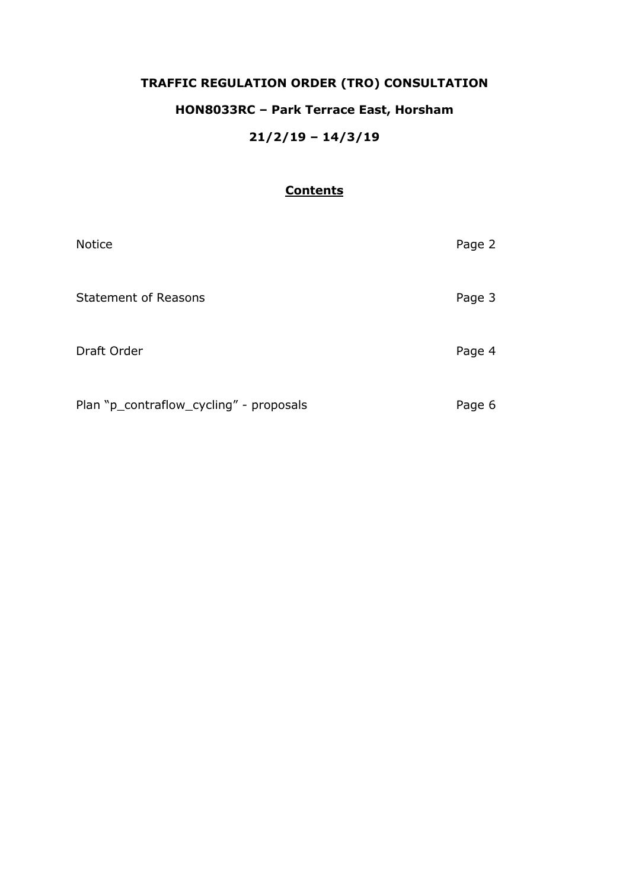# TRAFFIC REGULATION ORDER (TRO) CONSULTATION

## HON8033RC – Park Terrace East, Horsham

## 21/2/19 – 14/3/19

### Contents

| | |
|---|---|
| Notice | Page 2 |
| Statement of Reasons | Page 3 |
| Draft Order | Page 4 |
| Plan "p_contraflow_cycling" - proposals | Page 6 |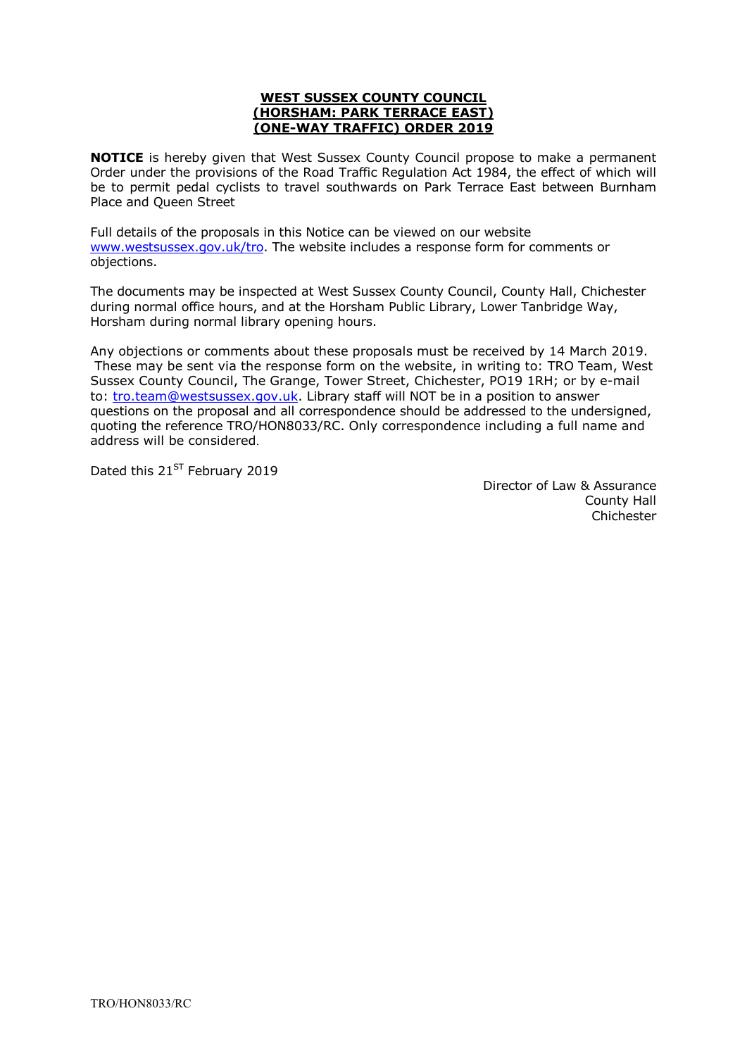# WEST SUSSEX COUNTY COUNCIL
# (HORSHAM: PARK TERRACE EAST)
# (ONE-WAY TRAFFIC) ORDER 2019

**NOTICE** is hereby given that West Sussex County Council propose to make a permanent Order under the provisions of the Road Traffic Regulation Act 1984, the effect of which will be to permit pedal cyclists to travel southwards on Park Terrace East between Burnham Place and Queen Street

Full details of the proposals in this Notice can be viewed on our website www.westsussex.gov.uk/tro. The website includes a response form for comments or objections.

The documents may be inspected at West Sussex County Council, County Hall, Chichester during normal office hours, and at the Horsham Public Library, Lower Tanbridge Way, Horsham during normal library opening hours.

Any objections or comments about these proposals must be received by 14 March 2019. These may be sent via the response form on the website, in writing to: TRO Team, West Sussex County Council, The Grange, Tower Street, Chichester, PO19 1RH; or by e-mail to: tro.team@westsussex.gov.uk. Library staff will NOT be in a position to answer questions on the proposal and all correspondence should be addressed to the undersigned, quoting the reference TRO/HON8033/RC. Only correspondence including a full name and address will be considered.

Dated this 21ST February 2019

Director of Law & Assurance
County Hall
Chichester

TRO/HON8033/RC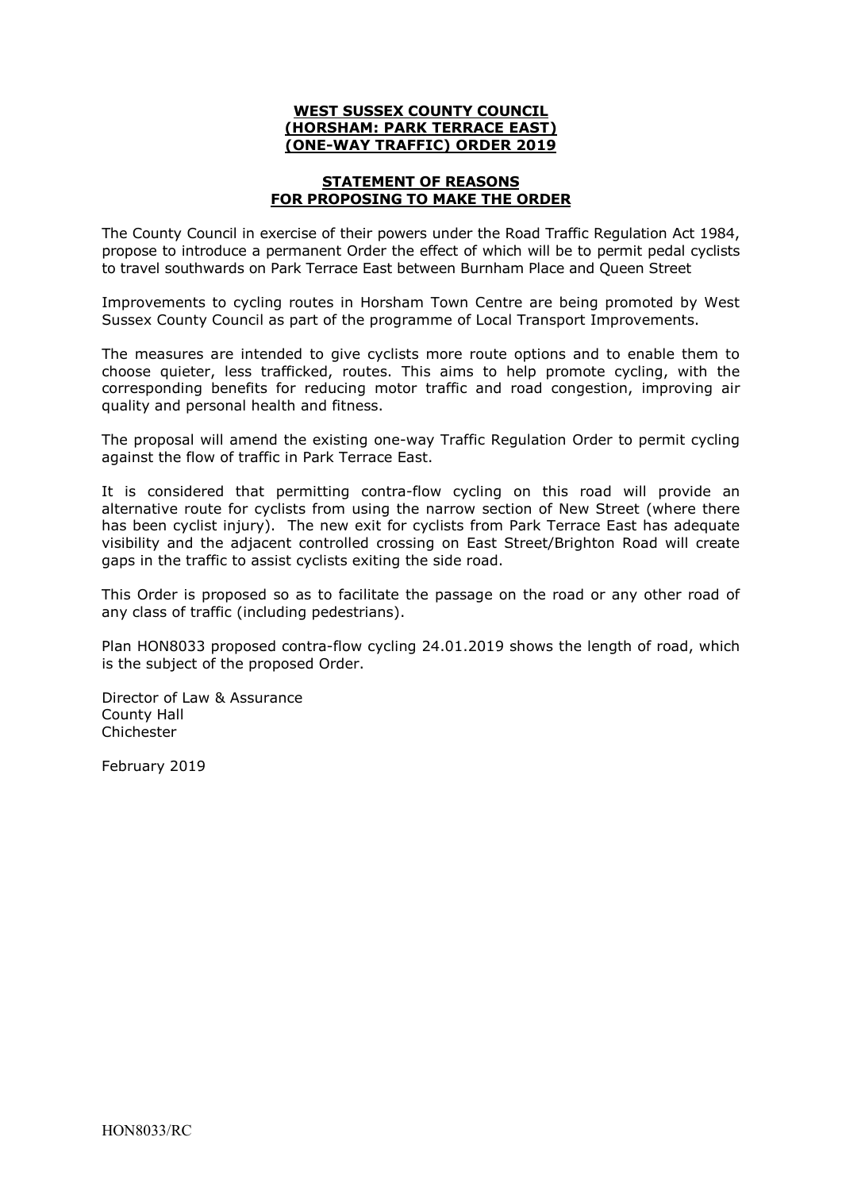**WEST SUSSEX COUNTY COUNCIL**
**(HORSHAM: PARK TERRACE EAST)**
**(ONE-WAY TRAFFIC) ORDER 2019**

**STATEMENT OF REASONS**
**FOR PROPOSING TO MAKE THE ORDER**

The County Council in exercise of their powers under the Road Traffic Regulation Act 1984, propose to introduce a permanent Order the effect of which will be to permit pedal cyclists to travel southwards on Park Terrace East between Burnham Place and Queen Street

Improvements to cycling routes in Horsham Town Centre are being promoted by West Sussex County Council as part of the programme of Local Transport Improvements.

The measures are intended to give cyclists more route options and to enable them to choose quieter, less trafficked, routes. This aims to help promote cycling, with the corresponding benefits for reducing motor traffic and road congestion, improving air quality and personal health and fitness.

The proposal will amend the existing one-way Traffic Regulation Order to permit cycling against the flow of traffic in Park Terrace East.

It is considered that permitting contra-flow cycling on this road will provide an alternative route for cyclists from using the narrow section of New Street (where there has been cyclist injury). The new exit for cyclists from Park Terrace East has adequate visibility and the adjacent controlled crossing on East Street/Brighton Road will create gaps in the traffic to assist cyclists exiting the side road.

This Order is proposed so as to facilitate the passage on the road or any other road of any class of traffic (including pedestrians).

Plan HON8033 proposed contra-flow cycling 24.01.2019 shows the length of road, which is the subject of the proposed Order.

Director of Law & Assurance
County Hall
Chichester

February 2019

HON8033/RC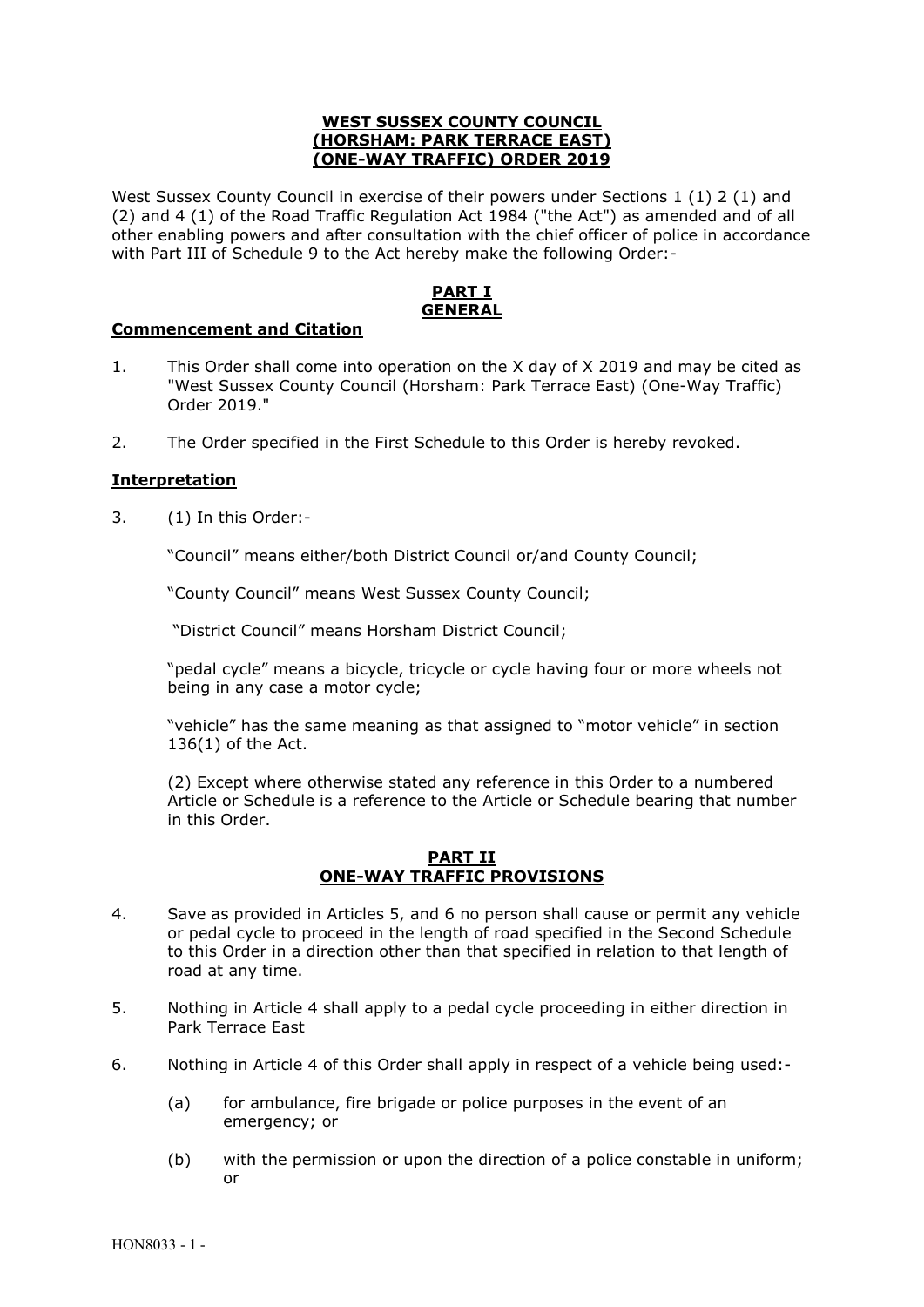**WEST SUSSEX COUNTY COUNCIL**
**(HORSHAM: PARK TERRACE EAST)**
**(ONE-WAY TRAFFIC) ORDER 2019**

West Sussex County Council in exercise of their powers under Sections 1 (1) 2 (1) and (2) and 4 (1) of the Road Traffic Regulation Act 1984 ("the Act") as amended and of all other enabling powers and after consultation with the chief officer of police in accordance with Part III of Schedule 9 to the Act hereby make the following Order:-

## PART I
## GENERAL

### Commencement and Citation

1. This Order shall come into operation on the X day of X 2019 and may be cited as "West Sussex County Council (Horsham: Park Terrace East) (One-Way Traffic) Order 2019."

2. The Order specified in the First Schedule to this Order is hereby revoked.

### Interpretation

3. (1) In this Order:-

   "Council" means either/both District Council or/and County Council;

   "County Council" means West Sussex County Council;

   "District Council" means Horsham District Council;

   "pedal cycle" means a bicycle, tricycle or cycle having four or more wheels not being in any case a motor cycle;

   "vehicle" has the same meaning as that assigned to "motor vehicle" in section 136(1) of the Act.

   (2) Except where otherwise stated any reference in this Order to a numbered Article or Schedule is a reference to the Article or Schedule bearing that number in this Order.

## PART II
## ONE-WAY TRAFFIC PROVISIONS

4. Save as provided in Articles 5, and 6 no person shall cause or permit any vehicle or pedal cycle to proceed in the length of road specified in the Second Schedule to this Order in a direction other than that specified in relation to that length of road at any time.

5. Nothing in Article 4 shall apply to a pedal cycle proceeding in either direction in Park Terrace East

6. Nothing in Article 4 of this Order shall apply in respect of a vehicle being used:-

   (a) for ambulance, fire brigade or police purposes in the event of an emergency; or

   (b) with the permission or upon the direction of a police constable in uniform; or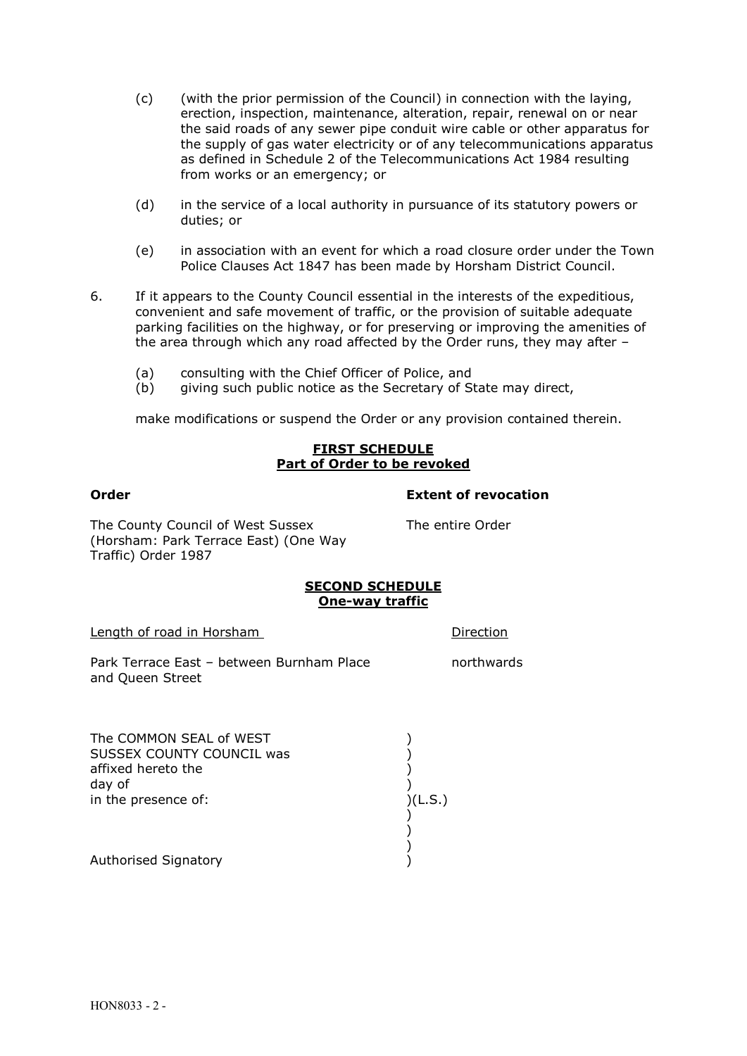(c) (with the prior permission of the Council) in connection with the laying, erection, inspection, maintenance, alteration, repair, renewal on or near the said roads of any sewer pipe conduit wire cable or other apparatus for the supply of gas water electricity or of any telecommunications apparatus as defined in Schedule 2 of the Telecommunications Act 1984 resulting from works or an emergency; or

(d) in the service of a local authority in pursuance of its statutory powers or duties; or

(e) in association with an event for which a road closure order under the Town Police Clauses Act 1847 has been made by Horsham District Council.

6. If it appears to the County Council essential in the interests of the expeditious, convenient and safe movement of traffic, or the provision of suitable adequate parking facilities on the highway, or for preserving or improving the amenities of the area through which any road affected by the Order runs, they may after –

   (a) consulting with the Chief Officer of Police, and
   (b) giving such public notice as the Secretary of State may direct,

   make modifications or suspend the Order or any provision contained therein.

## FIRST SCHEDULE
## Part of Order to be revoked

| **Order** | **Extent of revocation** |
| --- | --- |
| The County Council of West Sussex (Horsham: Park Terrace East) (One Way Traffic) Order 1987 | The entire Order |

## SECOND SCHEDULE
## One-way traffic

| Length of road in Horsham | Direction |
| --- | --- |
| Park Terrace East – between Burnham Place and Queen Street | northwards |

The COMMON SEAL of WEST SUSSEX COUNTY COUNCIL was affixed hereto the day of in the presence of: )(L.S.)

Authorised Signatory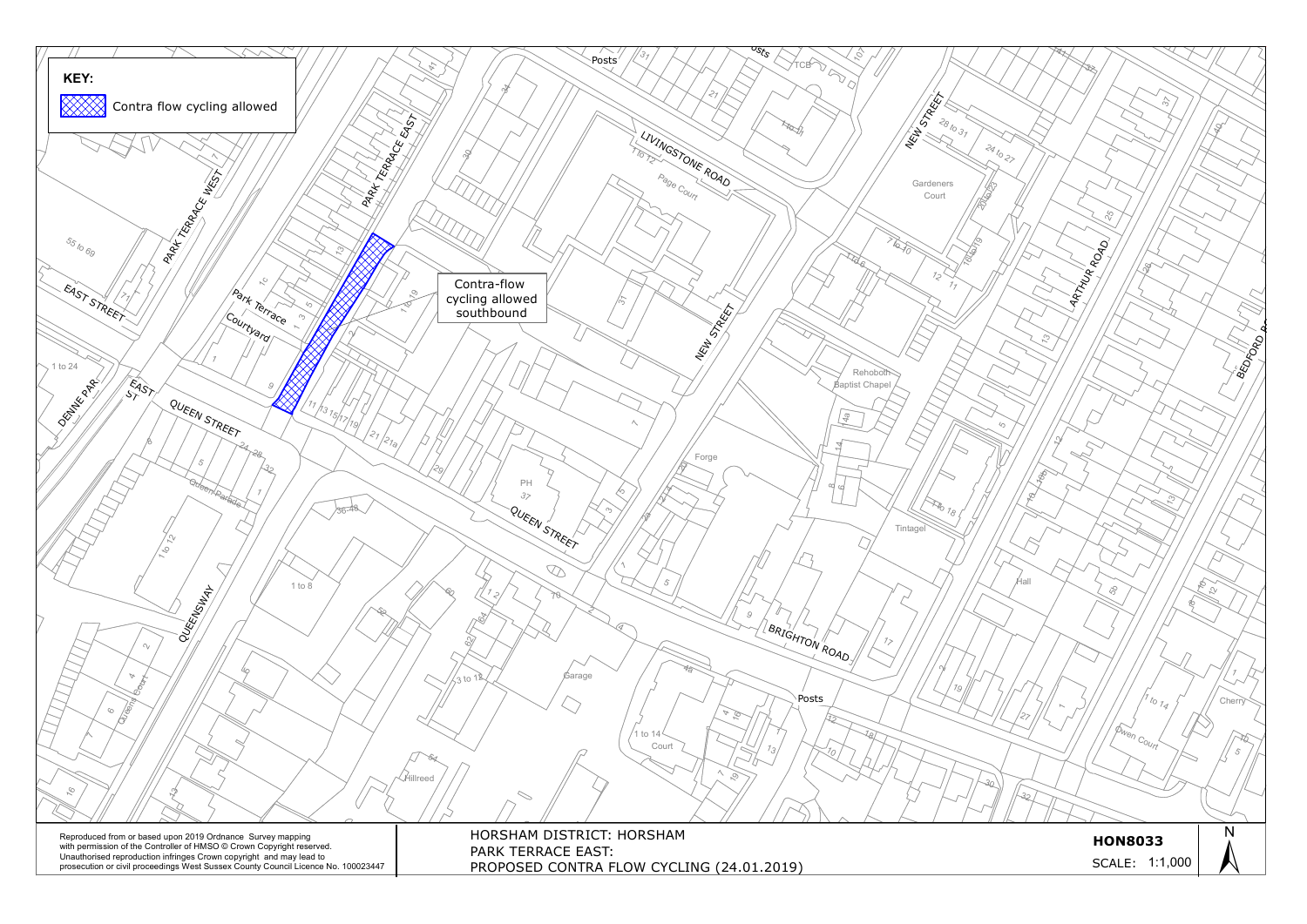**KEY:**

Contra flow cycling allowed

Contra-flow cycling allowed southbound

Reproduced from or based upon 2019 Ordnance Survey mapping with permission of the Controller of HMSO © Crown Copyright reserved. Unauthorised reproduction infringes Crown copyright and may lead to prosecution or civil proceedings West Sussex County Council Licence No. 100023447

HORSHAM DISTRICT: HORSHAM
PARK TERRACE EAST:
PROPOSED CONTRA FLOW CYCLING (24.01.2019)

**HON8033**

SCALE: 1:1,000

N